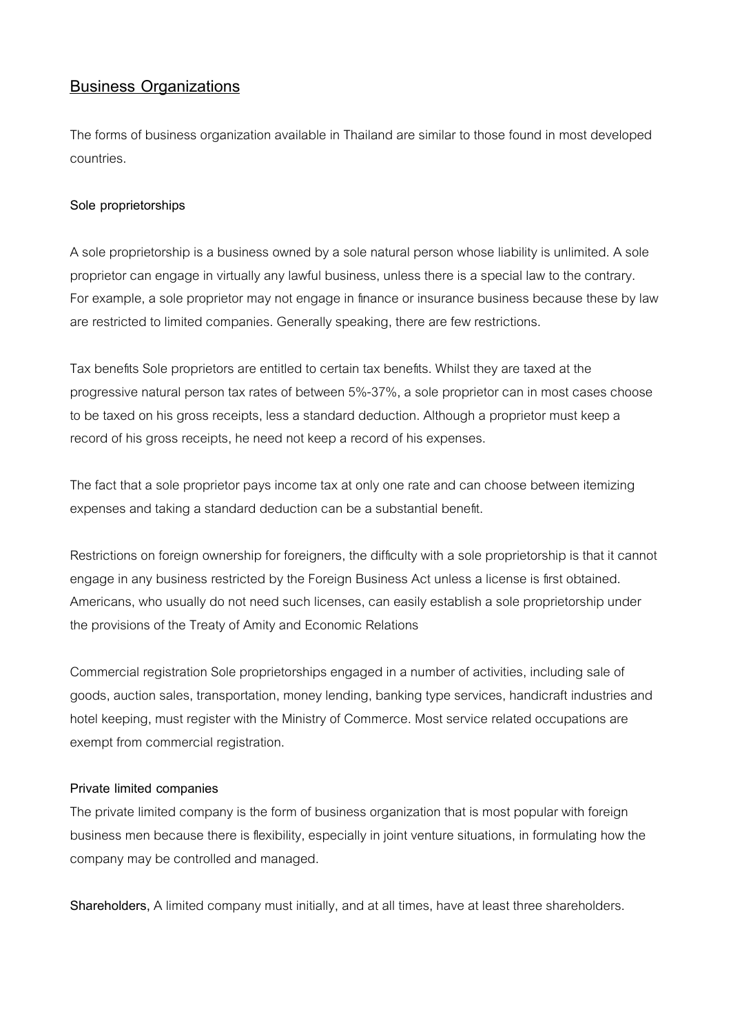## Business Organizations

The forms of business organization available in Thailand are similar to those found in most developed countries.

### Sole proprietorships

A sole proprietorship is a business owned by a sole natural person whose liability is unlimited. A sole proprietor can engage in virtually any lawful business, unless there is a special law to the contrary. For example, a sole proprietor may not engage in finance or insurance business because these by law are restricted to limited companies. Generally speaking, there are few restrictions.

Tax benefits Sole proprietors are entitled to certain tax benefits. Whilst they are taxed at the progressive natural person tax rates of between 5%-37%, a sole proprietor can in most cases choose to be taxed on his gross receipts, less a standard deduction. Although a proprietor must keep a record of his gross receipts, he need not keep a record of his expenses.

The fact that a sole proprietor pays income tax at only one rate and can choose between itemizing expenses and taking a standard deduction can be a substantial benefit.

Restrictions on foreign ownership for foreigners, the difficulty with a sole proprietorship is that it cannot engage in any business restricted by the Foreign Business Act unless a license is first obtained. Americans, who usually do not need such licenses, can easily establish a sole proprietorship under the provisions of the Treaty of Amity and Economic Relations

Commercial registration Sole proprietorships engaged in a number of activities, including sale of goods, auction sales, transportation, money lending, banking type services, handicraft industries and hotel keeping, must register with the Ministry of Commerce. Most service related occupations are exempt from commercial registration.

### Private limited companies

The private limited company is the form of business organization that is most popular with foreign business men because there is flexibility, especially in joint venture situations, in formulating how the company may be controlled and managed.

**Shareholders,** A limited company must initially, and at all times, have at least three shareholders.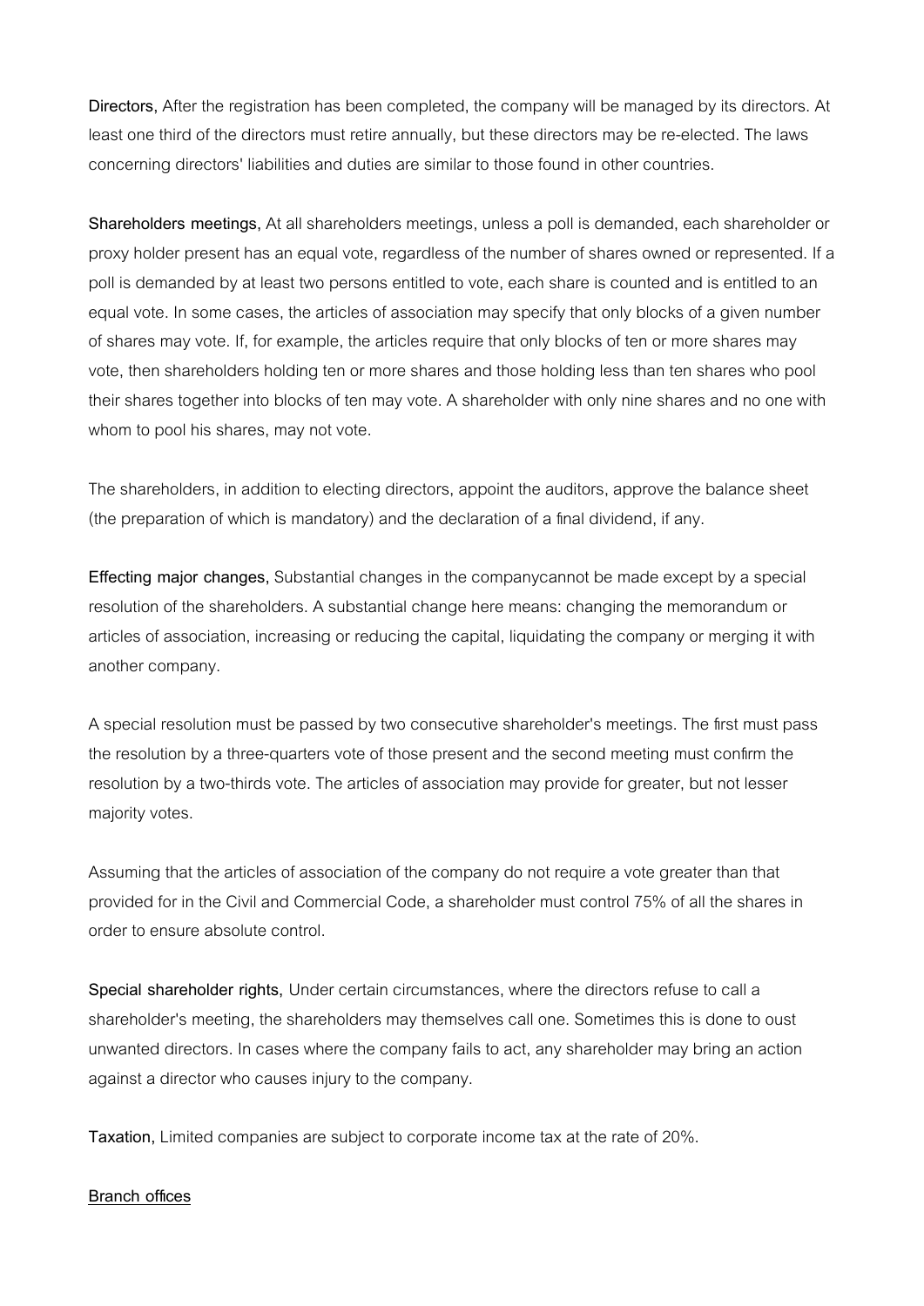**Directors,** After the registration has been completed, the company will be managed by its directors. At least one third of the directors must retire annually, but these directors may be re-elected. The laws concerning directors' liabilities and duties are similar to those found in other countries.

**Shareholders meetings,** At all shareholders meetings, unless a poll is demanded, each shareholder or proxy holder present has an equal vote, regardless of the number of shares owned or represented. If a poll is demanded by at least two persons entitled to vote, each share is counted and is entitled to an equal vote. In some cases, the articles of association may specify that only blocks of a given number of shares may vote. If, for example, the articles require that only blocks of ten or more shares may vote, then shareholders holding ten or more shares and those holding less than ten shares who pool their shares together into blocks of ten may vote. A shareholder with only nine shares and no one with whom to pool his shares, may not vote.

The shareholders, in addition to electing directors, appoint the auditors, approve the balance sheet (the preparation of which is mandatory) and the declaration of a final dividend, if any.

**Effecting major changes,** Substantial changes in the companycannot be made except by a special resolution of the shareholders. A substantial change here means: changing the memorandum or articles of association, increasing or reducing the capital, liquidating the company or merging it with another company.

A special resolution must be passed by two consecutive shareholder's meetings. The first must pass the resolution by a three-quarters vote of those present and the second meeting must confirm the resolution by a two-thirds vote. The articles of association may provide for greater, but not lesser majority votes.

Assuming that the articles of association of the company do not require a vote greater than that provided for in the Civil and Commercial Code, a shareholder must control 75% of all the shares in order to ensure absolute control.

**Special shareholder rights,** Under certain circumstances, where the directors refuse to call a shareholder's meeting, the shareholders may themselves call one. Sometimes this is done to oust unwanted directors. In cases where the company fails to act, any shareholder may bring an action against a director who causes injury to the company.

**Taxation,** Limited companies are subject to corporate income tax at the rate of 20%.

**Branch offices**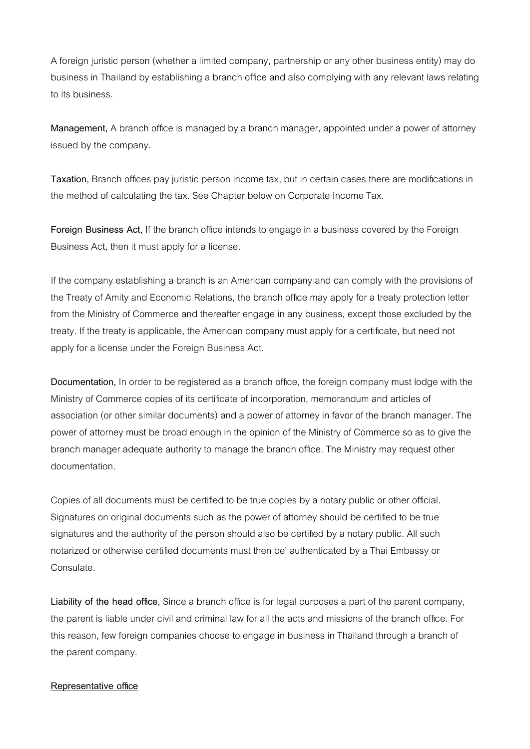A foreign juristic person (whether a limited company, partnership or any other business entity) may do business in Thailand by establishing a branch office and also complying with any relevant laws relating to its business.

**Management,** A branch office is managed by a branch manager, appointed under a power of attorney issued by the company.

**Taxation,** Branch offices pay juristic person income tax, but in certain cases there are modifications in the method of calculating the tax. See Chapter below on Corporate Income Tax.

**Foreign Business Act,** If the branch office intends to engage in a business covered by the Foreign Business Act, then it must apply for a license.

If the company establishing a branch is an American company and can comply with the provisions of the Treaty of Amity and Economic Relations, the branch office may apply for a treaty protection letter from the Ministry of Commerce and thereafter engage in any business, except those excluded by the treaty. If the treaty is applicable, the American company must apply for a certificate, but need not apply for a license under the Foreign Business Act.

**Documentation,** In order to be registered as a branch office, the foreign company must lodge with the Ministry of Commerce copies of its certificate of incorporation, memorandum and articles of association (or other similar documents) and a power of attorney in favor of the branch manager. The power of attorney must be broad enough in the opinion of the Ministry of Commerce so as to give the branch manager adequate authority to manage the branch office. The Ministry may request other documentation.

Copies of all documents must be certified to be true copies by a notary public or other official. Signatures on original documents such as the power of attorney should be certified to be true signatures and the authority of the person should also be certified by a notary public. All such notarized or otherwise certified documents must then be' authenticated by a Thai Embassy or Consulate.

**Liability of the head office,** Since a branch office is for legal purposes a part of the parent company, the parent is liable under civil and criminal law for all the acts and missions of the branch office. For this reason, few foreign companies choose to engage in business in Thailand through a branch of the parent company.

**Representative office**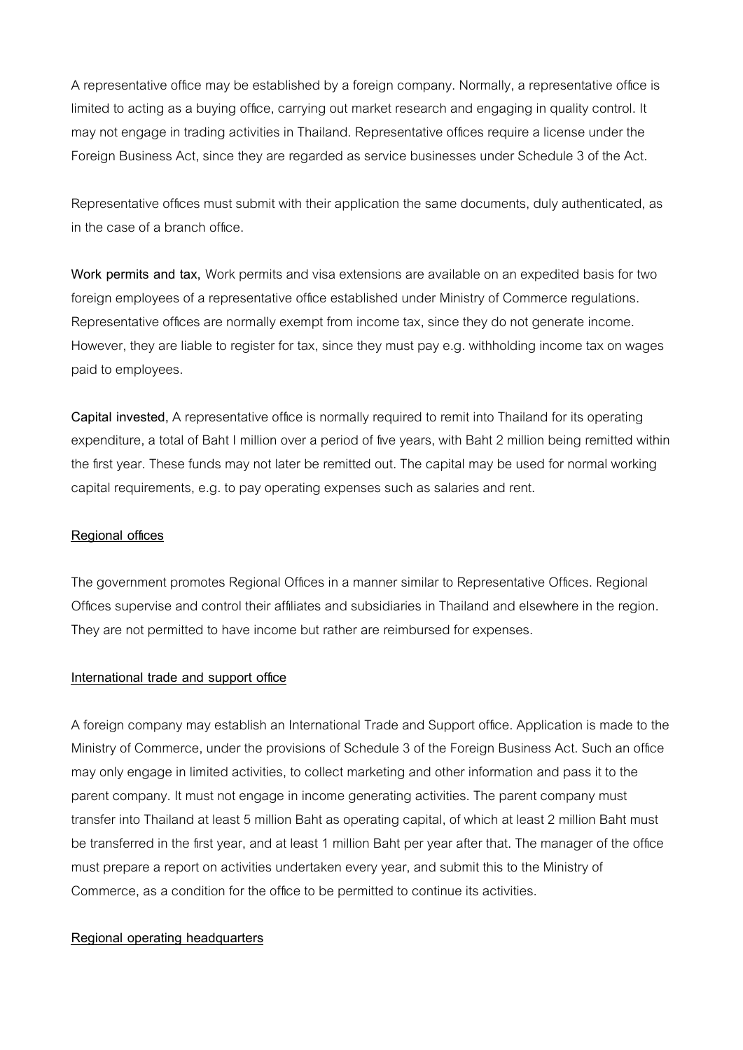A representative office may be established by a foreign company. Normally, a representative office is limited to acting as a buying office, carrying out market research and engaging in quality control. It may not engage in trading activities in Thailand. Representative offices require a license under the Foreign Business Act, since they are regarded as service businesses under Schedule 3 of the Act.

Representative offices must submit with their application the same documents, duly authenticated, as in the case of a branch office.

**Work permits and tax,** Work permits and visa extensions are available on an expedited basis for two foreign employees of a representative office established under Ministry of Commerce regulations. Representative offices are normally exempt from income tax, since they do not generate income. However, they are liable to register for tax, since they must pay e.g. withholding income tax on wages paid to employees.

**Capital invested,** A representative office is normally required to remit into Thailand for its operating expenditure, a total of Baht I million over a period of five years, with Baht 2 million being remitted within the first year. These funds may not later be remitted out. The capital may be used for normal working capital requirements, e.g. to pay operating expenses such as salaries and rent.

### Regional offices

The government promotes Regional Offices in a manner similar to Representative Offices. Regional Offices supervise and control their affiliates and subsidiaries in Thailand and elsewhere in the region. They are not permitted to have income but rather are reimbursed for expenses.

### International trade and support office

A foreign company may establish an International Trade and Support office. Application is made to the Ministry of Commerce, under the provisions of Schedule 3 of the Foreign Business Act. Such an office may only engage in limited activities, to collect marketing and other information and pass it to the parent company. It must not engage in income generating activities. The parent company must transfer into Thailand at least 5 million Baht as operating capital, of which at least 2 million Baht must be transferred in the first year, and at least 1 million Baht per year after that. The manager of the office must prepare a report on activities undertaken every year, and submit this to the Ministry of Commerce, as a condition for the office to be permitted to continue its activities.

### Regional operating headquarters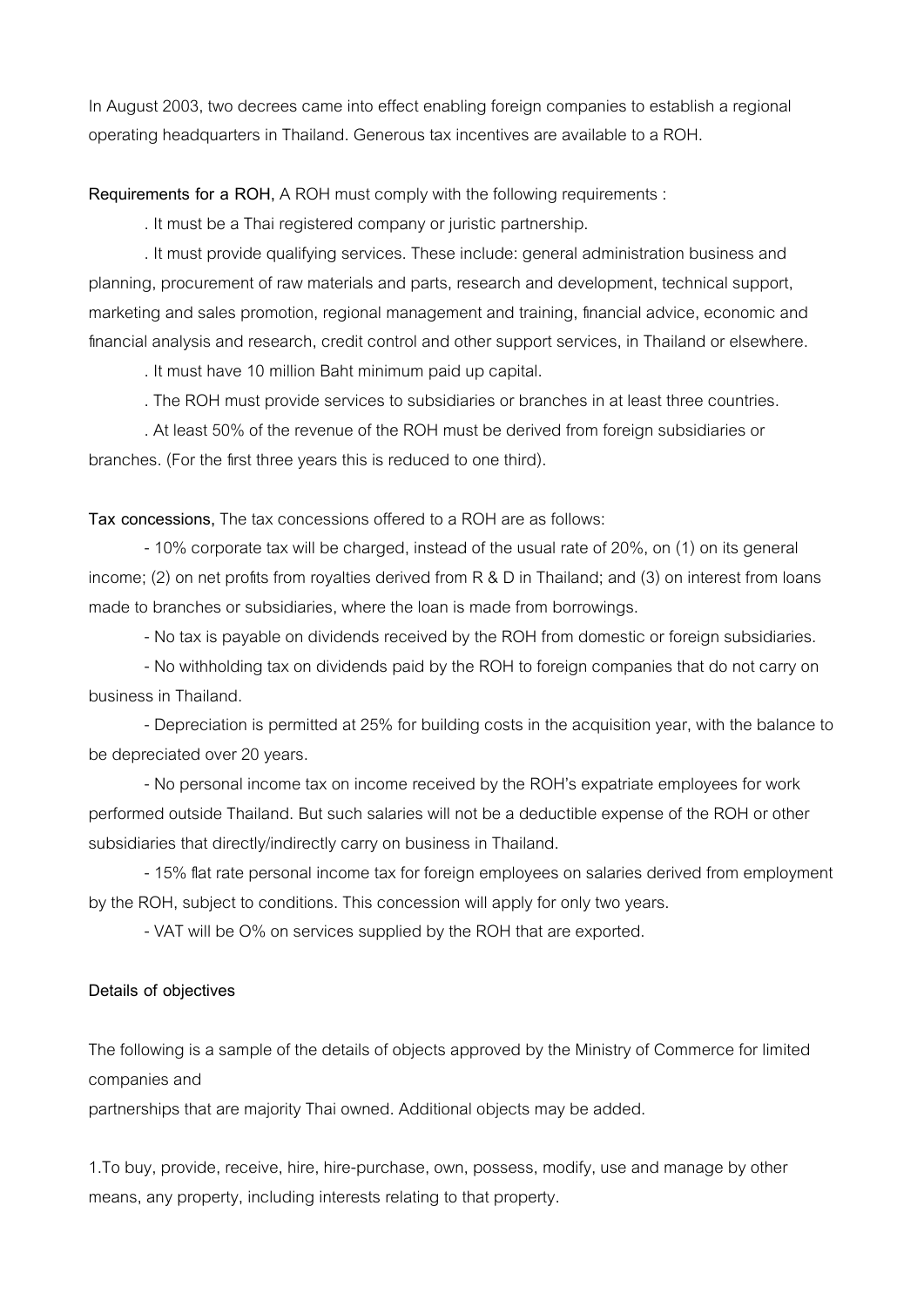In August 2003, two decrees came into effect enabling foreign companies to establish a regional operating headquarters in Thailand. Generous tax incentives are available to a ROH.

**Requirements for a ROH,** A ROH must comply with the following requirements :

. It must be a Thai registered company or juristic partnership.

. It must provide qualifying services. These include: general administration business and planning, procurement of raw materials and parts, research and development, technical support, marketing and sales promotion, regional management and training, financial advice, economic and financial analysis and research, credit control and other support services, in Thailand or elsewhere.

. It must have 10 million Baht minimum paid up capital.

. The ROH must provide services to subsidiaries or branches in at least three countries.

. At least 50% of the revenue of the ROH must be derived from foreign subsidiaries or branches. (For the first three years this is reduced to one third).

**Tax concessions,** The tax concessions offered to a ROH are as follows:

- 10% corporate tax will be charged, instead of the usual rate of 20%, on (1) on its general income; (2) on net profits from royalties derived from R & D in Thailand; and (3) on interest from loans made to branches or subsidiaries, where the loan is made from borrowings.
- No tax is payable on dividends received by the ROH from domestic or foreign subsidiaries.
- No withholding tax on dividends paid by the ROH to foreign companies that do not carry on business in Thailand.
- Depreciation is permitted at 25% for building costs in the acquisition year, with the balance to be depreciated over 20 years.
- No personal income tax on income received by the ROH's expatriate employees for work performed outside Thailand. But such salaries will not be a deductible expense of the ROH or other subsidiaries that directly/indirectly carry on business in Thailand.
- 15% flat rate personal income tax for foreign employees on salaries derived from employment by the ROH, subject to conditions. This concession will apply for only two years.
- VAT will be O% on services supplied by the ROH that are exported.

**Details of objectives**

The following is a sample of the details of objects approved by the Ministry of Commerce for limited companies and
partnerships that are majority Thai owned. Additional objects may be added.

1.To buy, provide, receive, hire, hire-purchase, own, possess, modify, use and manage by other means, any property, including interests relating to that property.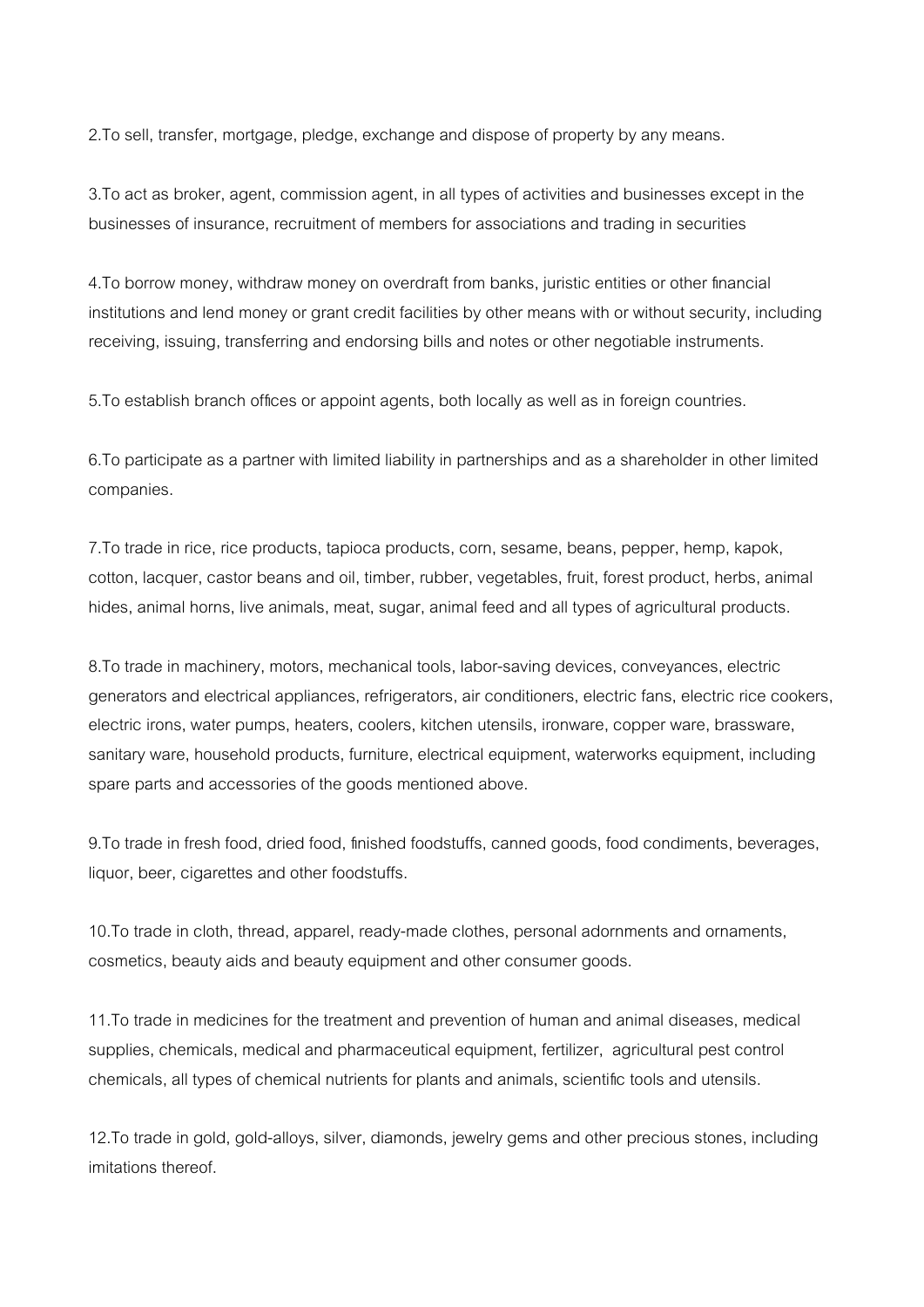2.To sell, transfer, mortgage, pledge, exchange and dispose of property by any means.

3.To act as broker, agent, commission agent, in all types of activities and businesses except in the businesses of insurance, recruitment of members for associations and trading in securities

4.To borrow money, withdraw money on overdraft from banks, juristic entities or other financial institutions and lend money or grant credit facilities by other means with or without security, including receiving, issuing, transferring and endorsing bills and notes or other negotiable instruments.

5.To establish branch offices or appoint agents, both locally as well as in foreign countries.

6.To participate as a partner with limited liability in partnerships and as a shareholder in other limited companies.

7.To trade in rice, rice products, tapioca products, corn, sesame, beans, pepper, hemp, kapok, cotton, lacquer, castor beans and oil, timber, rubber, vegetables, fruit, forest product, herbs, animal hides, animal horns, live animals, meat, sugar, animal feed and all types of agricultural products.

8.To trade in machinery, motors, mechanical tools, labor-saving devices, conveyances, electric generators and electrical appliances, refrigerators, air conditioners, electric fans, electric rice cookers, electric irons, water pumps, heaters, coolers, kitchen utensils, ironware, copper ware, brassware, sanitary ware, household products, furniture, electrical equipment, waterworks equipment, including spare parts and accessories of the goods mentioned above.

9.To trade in fresh food, dried food, finished foodstuffs, canned goods, food condiments, beverages, liquor, beer, cigarettes and other foodstuffs.

10.To trade in cloth, thread, apparel, ready-made clothes, personal adornments and ornaments, cosmetics, beauty aids and beauty equipment and other consumer goods.

11.To trade in medicines for the treatment and prevention of human and animal diseases, medical supplies, chemicals, medical and pharmaceutical equipment, fertilizer, agricultural pest control chemicals, all types of chemical nutrients for plants and animals, scientific tools and utensils.

12.To trade in gold, gold-alloys, silver, diamonds, jewelry gems and other precious stones, including imitations thereof.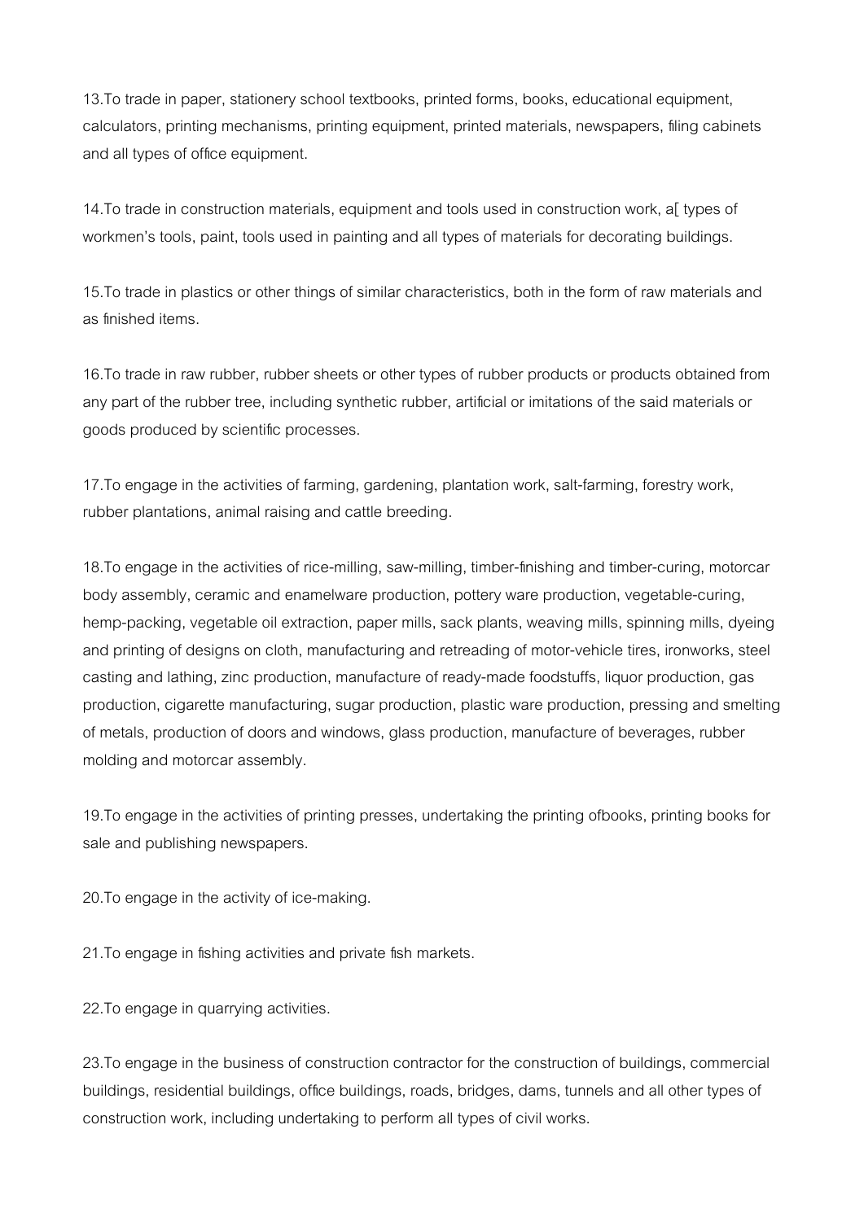13.To trade in paper, stationery school textbooks, printed forms, books, educational equipment, calculators, printing mechanisms, printing equipment, printed materials, newspapers, filing cabinets and all types of office equipment.

14.To trade in construction materials, equipment and tools used in construction work, a[ types of workmen's tools, paint, tools used in painting and all types of materials for decorating buildings.

15.To trade in plastics or other things of similar characteristics, both in the form of raw materials and as finished items.

16.To trade in raw rubber, rubber sheets or other types of rubber products or products obtained from any part of the rubber tree, including synthetic rubber, artificial or imitations of the said materials or goods produced by scientific processes.

17.To engage in the activities of farming, gardening, plantation work, salt-farming, forestry work, rubber plantations, animal raising and cattle breeding.

18.To engage in the activities of rice-milling, saw-milling, timber-finishing and timber-curing, motorcar body assembly, ceramic and enamelware production, pottery ware production, vegetable-curing, hemp-packing, vegetable oil extraction, paper mills, sack plants, weaving mills, spinning mills, dyeing and printing of designs on cloth, manufacturing and retreading of motor-vehicle tires, ironworks, steel casting and lathing, zinc production, manufacture of ready-made foodstuffs, liquor production, gas production, cigarette manufacturing, sugar production, plastic ware production, pressing and smelting of metals, production of doors and windows, glass production, manufacture of beverages, rubber molding and motorcar assembly.

19.To engage in the activities of printing presses, undertaking the printing ofbooks, printing books for sale and publishing newspapers.

20.To engage in the activity of ice-making.

21.To engage in fishing activities and private fish markets.

22.To engage in quarrying activities.

23.To engage in the business of construction contractor for the construction of buildings, commercial buildings, residential buildings, office buildings, roads, bridges, dams, tunnels and all other types of construction work, including undertaking to perform all types of civil works.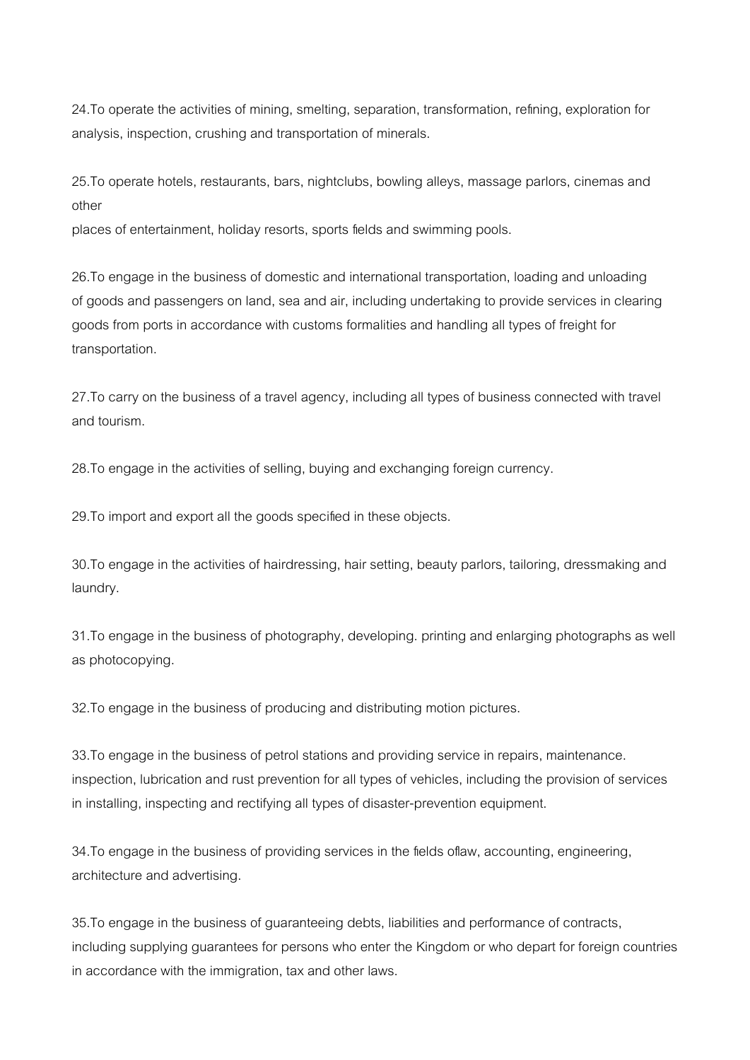24.To operate the activities of mining, smelting, separation, transformation, refining, exploration for analysis, inspection, crushing and transportation of minerals.

25.To operate hotels, restaurants, bars, nightclubs, bowling alleys, massage parlors, cinemas and other
places of entertainment, holiday resorts, sports fields and swimming pools.

26.To engage in the business of domestic and international transportation, loading and unloading of goods and passengers on land, sea and air, including undertaking to provide services in clearing goods from ports in accordance with customs formalities and handling all types of freight for transportation.

27.To carry on the business of a travel agency, including all types of business connected with travel and tourism.

28.To engage in the activities of selling, buying and exchanging foreign currency.

29.To import and export all the goods specified in these objects.

30.To engage in the activities of hairdressing, hair setting, beauty parlors, tailoring, dressmaking and laundry.

31.To engage in the business of photography, developing. printing and enlarging photographs as well as photocopying.

32.To engage in the business of producing and distributing motion pictures.

33.To engage in the business of petrol stations and providing service in repairs, maintenance. inspection, lubrication and rust prevention for all types of vehicles, including the provision of services in installing, inspecting and rectifying all types of disaster-prevention equipment.

34.To engage in the business of providing services in the fields oflaw, accounting, engineering, architecture and advertising.

35.To engage in the business of guaranteeing debts, liabilities and performance of contracts, including supplying guarantees for persons who enter the Kingdom or who depart for foreign countries in accordance with the immigration, tax and other laws.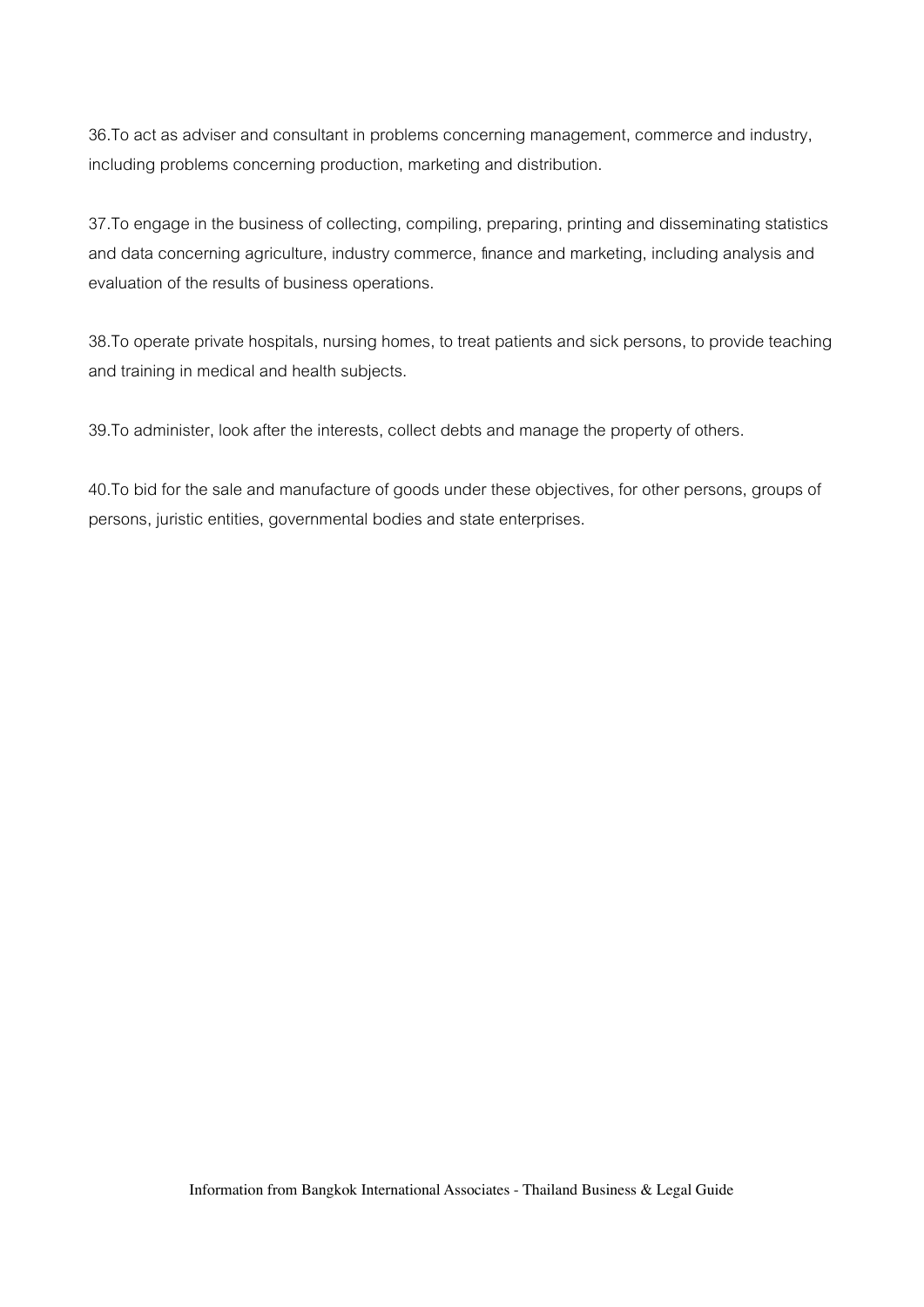36.To act as adviser and consultant in problems concerning management, commerce and industry, including problems concerning production, marketing and distribution.

37.To engage in the business of collecting, compiling, preparing, printing and disseminating statistics and data concerning agriculture, industry commerce, finance and marketing, including analysis and evaluation of the results of business operations.

38.To operate private hospitals, nursing homes, to treat patients and sick persons, to provide teaching and training in medical and health subjects.

39.To administer, look after the interests, collect debts and manage the property of others.

40.To bid for the sale and manufacture of goods under these objectives, for other persons, groups of persons, juristic entities, governmental bodies and state enterprises.